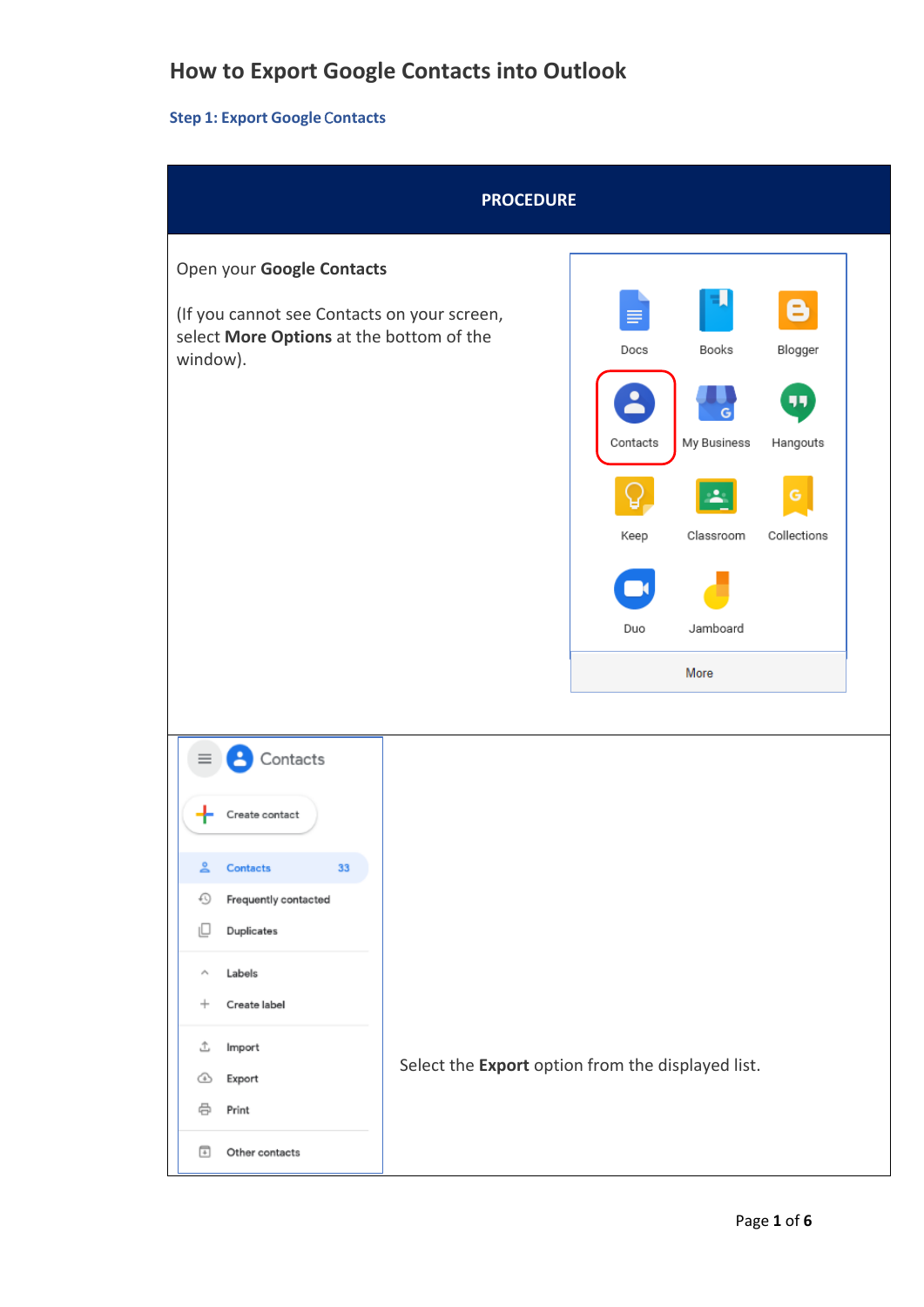# How to Export Google Contacts into Outlook

### Step 1: Export Google Contacts

| PROCEDURE | |
|---|---|
| Open your **Google Contacts**<br><br>(If you cannot see Contacts on your screen, select **More Options** at the bottom of the window). | |
| | Select the **Export** option from the displayed list. |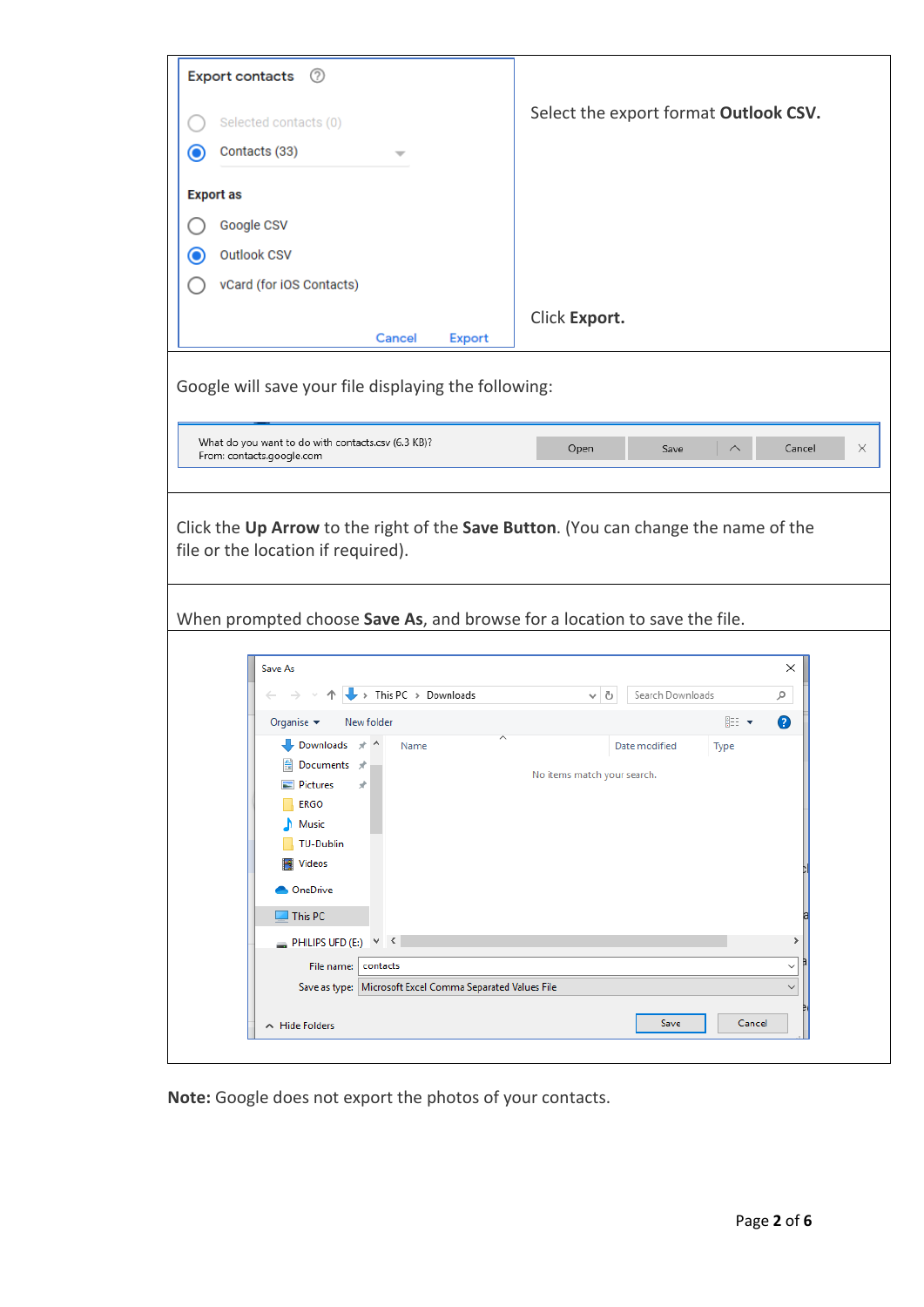Select the export format **Outlook CSV.**

Click **Export.**

Google will save your file displaying the following:

Click the **Up Arrow** to the right of the **Save Button**. (You can change the name of the file or the location if required).

When prompted choose **Save As**, and browse for a location to save the file.

**Note:** Google does not export the photos of your contacts.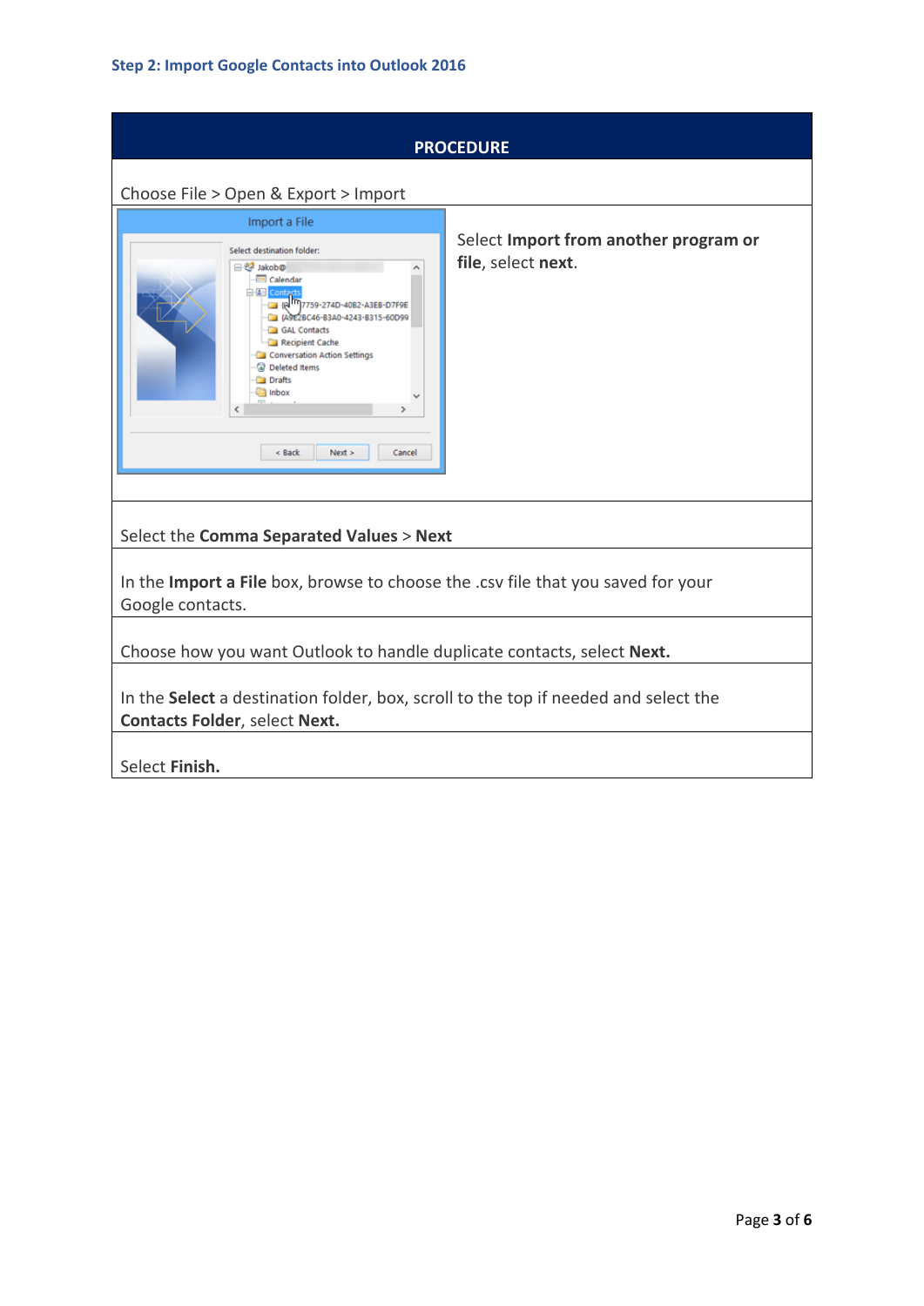### Step 2: Import Google Contacts into Outlook 2016

| PROCEDURE |
| --- |
| Choose File > Open & Export > Import |
| Select **Import from another program or file**, select **next**. |
| Select the **Comma Separated Values** > **Next** |
| In the **Import a File** box, browse to choose the .csv file that you saved for your Google contacts. |
| Choose how you want Outlook to handle duplicate contacts, select **Next.** |
| In the **Select** a destination folder, box, scroll to the top if needed and select the **Contacts Folder**, select **Next.** |
| Select **Finish.** |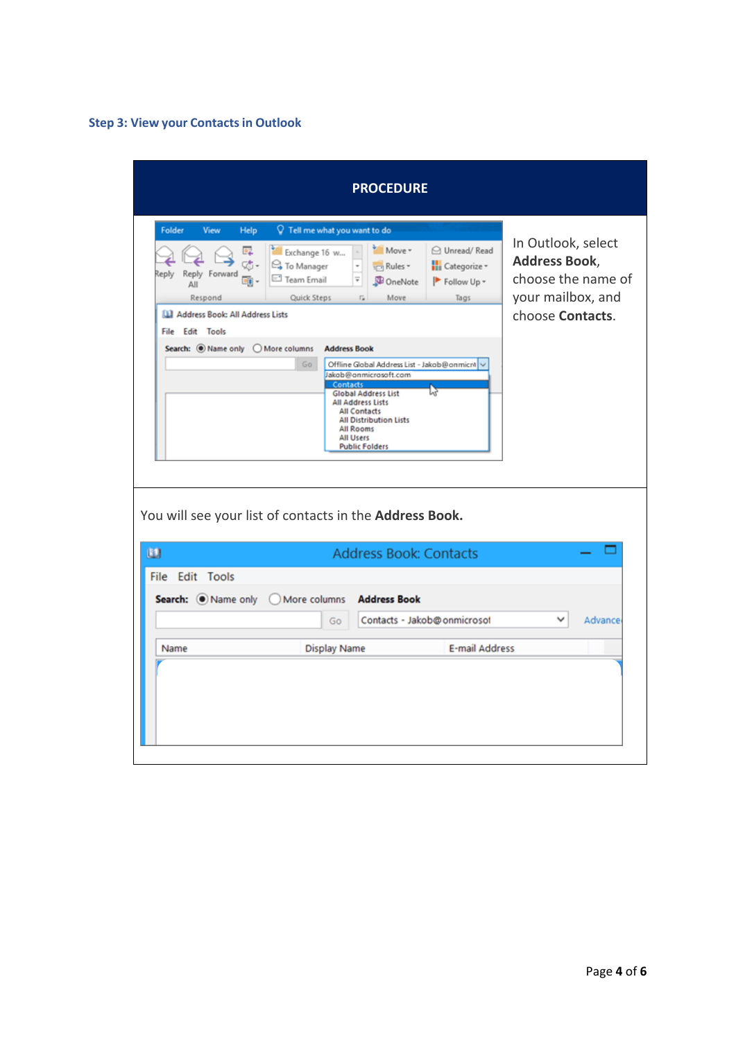### Step 3: View your Contacts in Outlook

| PROCEDURE | |
|---|---|
| | In Outlook, select **Address Book**, choose the name of your mailbox, and choose **Contacts**. |
| You will see your list of contacts in the **Address Book.** | |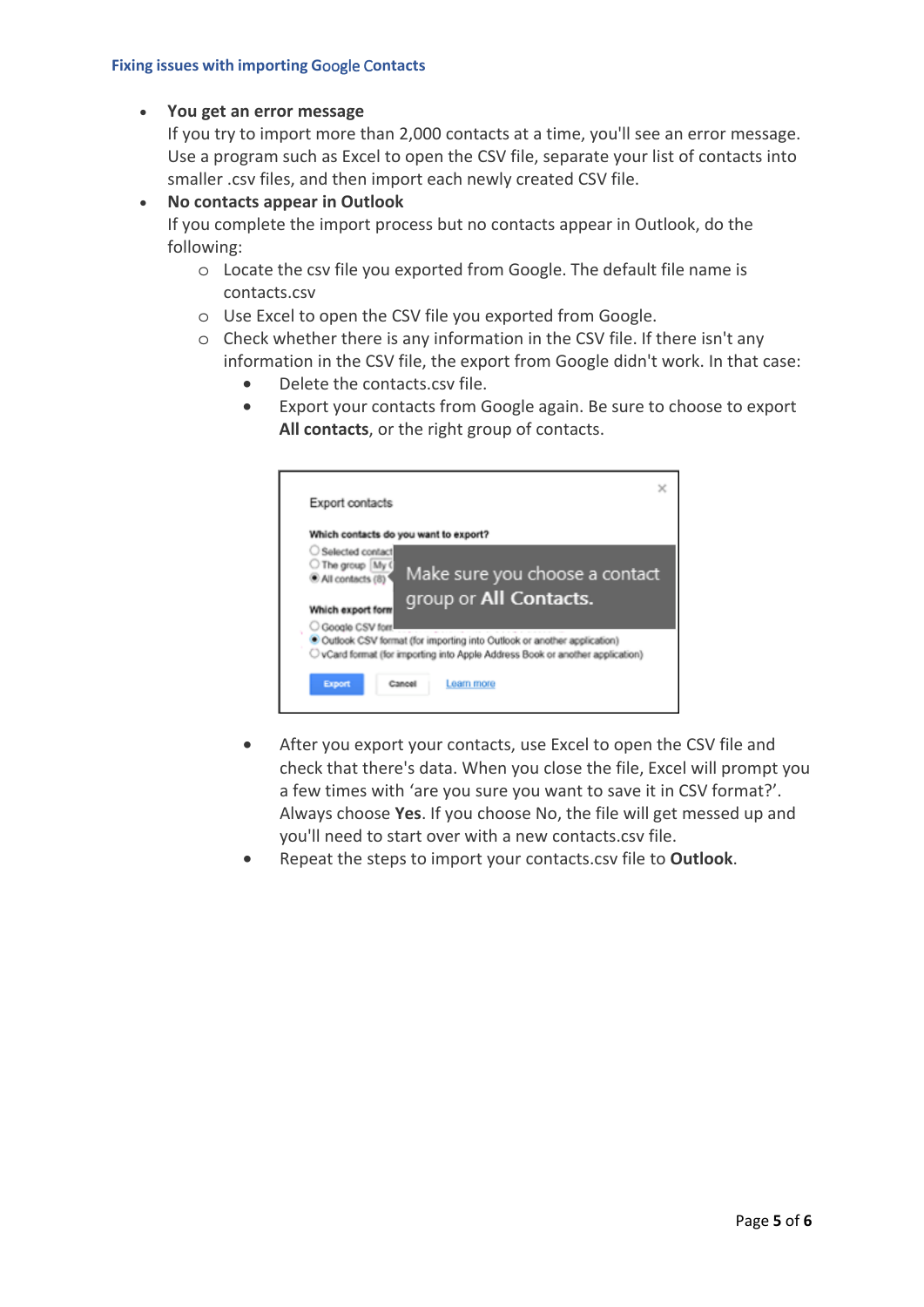### Fixing issues with importing Google Contacts

- **You get an error message**
  If you try to import more than 2,000 contacts at a time, you'll see an error message. Use a program such as Excel to open the CSV file, separate your list of contacts into smaller .csv files, and then import each newly created CSV file.
- **No contacts appear in Outlook**
  If you complete the import process but no contacts appear in Outlook, do the following:
  - Locate the csv file you exported from Google. The default file name is contacts.csv
  - Use Excel to open the CSV file you exported from Google.
  - Check whether there is any information in the CSV file. If there isn't any information in the CSV file, the export from Google didn't work. In that case:
    - Delete the contacts.csv file.
    - Export your contacts from Google again. Be sure to choose to export **All contacts**, or the right group of contacts.
    - After you export your contacts, use Excel to open the CSV file and check that there's data. When you close the file, Excel will prompt you a few times with 'are you sure you want to save it in CSV format?'. Always choose **Yes**. If you choose No, the file will get messed up and you'll need to start over with a new contacts.csv file.
    - Repeat the steps to import your contacts.csv file to **Outlook**.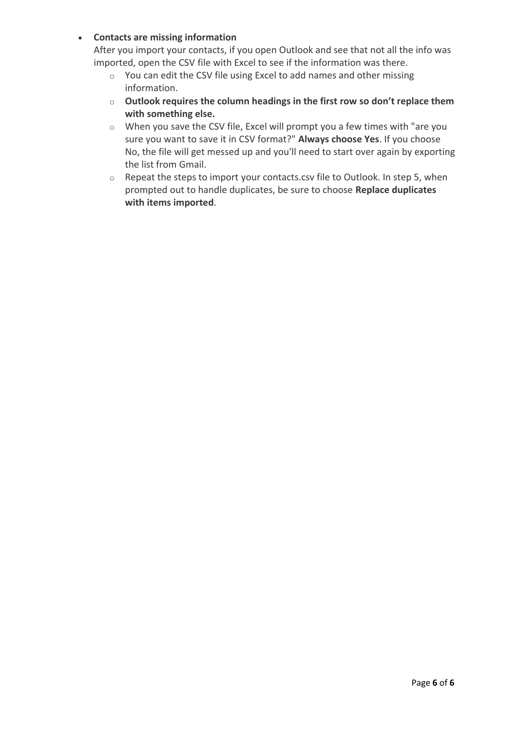- **Contacts are missing information**
  After you import your contacts, if you open Outlook and see that not all the info was imported, open the CSV file with Excel to see if the information was there.
  - You can edit the CSV file using Excel to add names and other missing information.
  - **Outlook requires the column headings in the first row so don't replace them with something else.**
  - When you save the CSV file, Excel will prompt you a few times with "are you sure you want to save it in CSV format?" **Always choose Yes**. If you choose No, the file will get messed up and you'll need to start over again by exporting the list from Gmail.
  - Repeat the steps to import your contacts.csv file to Outlook. In step 5, when prompted out to handle duplicates, be sure to choose **Replace duplicates with items imported**.